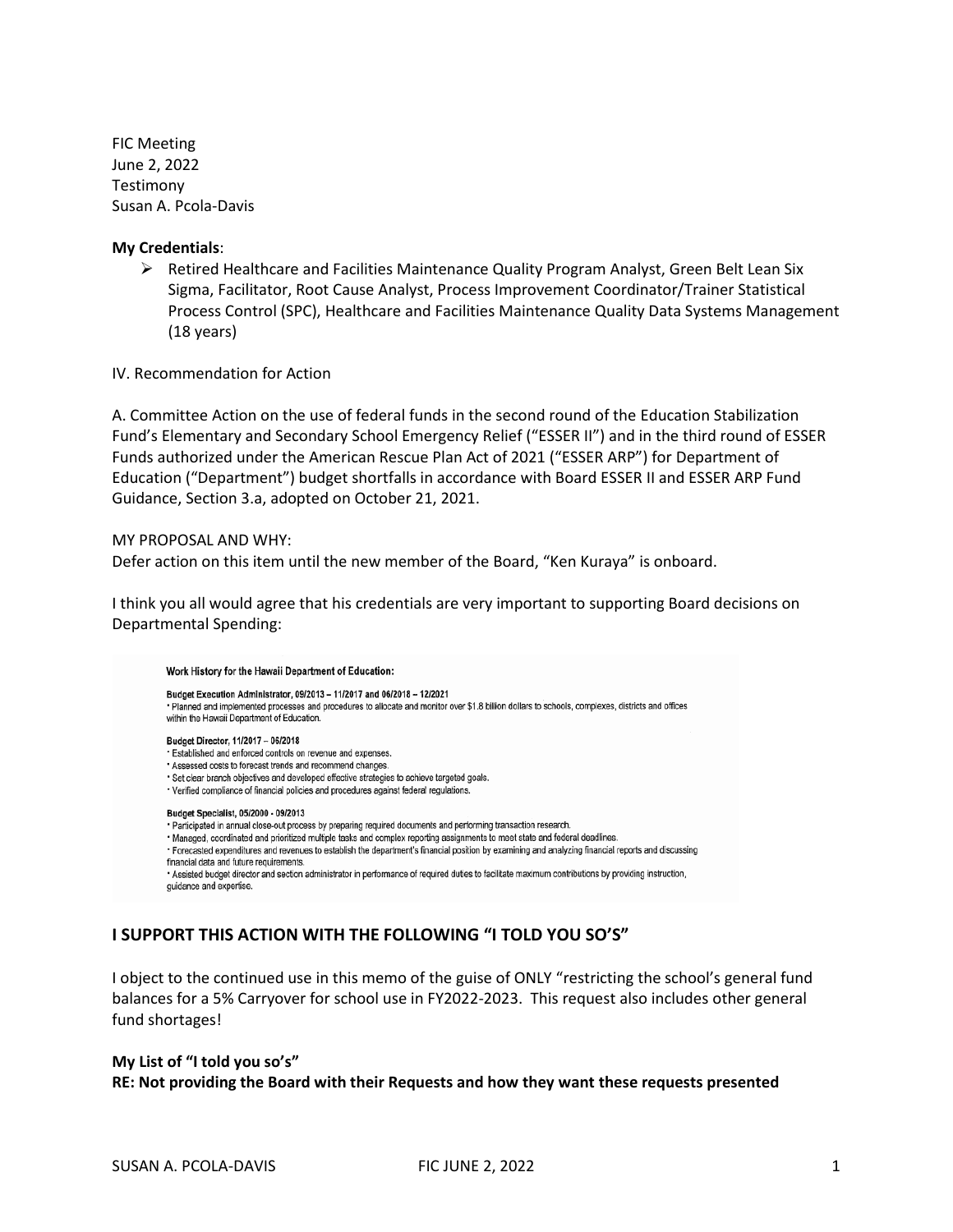FIC Meeting
June 2, 2022
Testimony
Susan A. Pcola-Davis

**My Credentials**:

- Retired Healthcare and Facilities Maintenance Quality Program Analyst, Green Belt Lean Six Sigma, Facilitator, Root Cause Analyst, Process Improvement Coordinator/Trainer Statistical Process Control (SPC), Healthcare and Facilities Maintenance Quality Data Systems Management (18 years)

IV. Recommendation for Action

A. Committee Action on the use of federal funds in the second round of the Education Stabilization Fund's Elementary and Secondary School Emergency Relief ("ESSER II") and in the third round of ESSER Funds authorized under the American Rescue Plan Act of 2021 ("ESSER ARP") for Department of Education ("Department") budget shortfalls in accordance with Board ESSER II and ESSER ARP Fund Guidance, Section 3.a, adopted on October 21, 2021.

MY PROPOSAL AND WHY:
Defer action on this item until the new member of the Board, "Ken Kuraya" is onboard.

I think you all would agree that his credentials are very important to supporting Board decisions on Departmental Spending:

**Work History for the Hawaii Department of Education:**

**Budget Execution Administrator, 09/2013 – 11/2017 and 06/2018 – 12/2021**
• Planned and implemented processes and procedures to allocate and monitor over $1.8 billion dollars to schools, complexes, districts and offices within the Hawaii Department of Education.

**Budget Director, 11/2017 – 06/2018**
• Established and enforced controls on revenue and expenses.
• Assessed costs to forecast trends and recommend changes.
• Set clear branch objectives and developed effective strategies to achieve targeted goals.
• Verified compliance of financial policies and procedures against federal regulations.

**Budget Specialist, 05/2000 - 09/2013**
• Participated in annual close-out process by preparing required documents and performing transaction research.
• Managed, coordinated and prioritized multiple tasks and complex reporting assignments to meet state and federal deadlines.
• Forecasted expenditures and revenues to establish the department's financial position by examining and analyzing financial reports and discussing financial data and future requirements.
• Assisted budget director and section administrator in performance of required duties to facilitate maximum contributions by providing instruction, guidance and expertise.

## I SUPPORT THIS ACTION WITH THE FOLLOWING "I TOLD YOU SO'S"

I object to the continued use in this memo of the guise of ONLY "restricting the school's general fund balances for a 5% Carryover for school use in FY2022-2023. This request also includes other general fund shortages!

**My List of "I told you so's"**
**RE: Not providing the Board with their Requests and how they want these requests presented**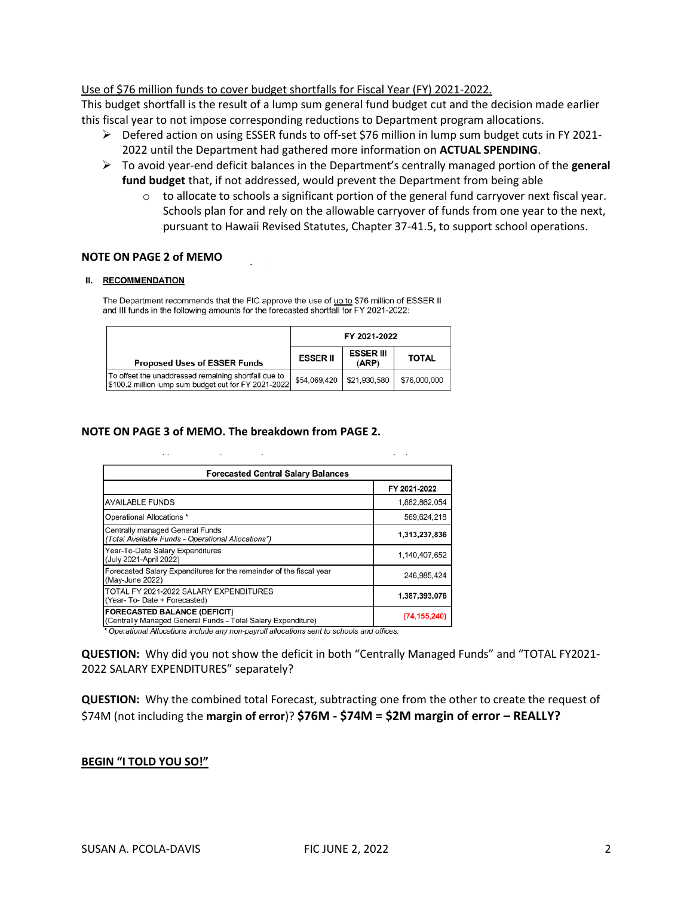Use of $76 million funds to cover budget shortfalls for Fiscal Year (FY) 2021-2022.

This budget shortfall is the result of a lump sum general fund budget cut and the decision made earlier this fiscal year to not impose corresponding reductions to Department program allocations.

- Defered action on using ESSER funds to off-set $76 million in lump sum budget cuts in FY 2021-2022 until the Department had gathered more information on **ACTUAL SPENDING**.
- To avoid year-end deficit balances in the Department's centrally managed portion of the **general fund budget** that, if not addressed, would prevent the Department from being able
  - to allocate to schools a significant portion of the general fund carryover next fiscal year. Schools plan for and rely on the allowable carryover of funds from one year to the next, pursuant to Hawaii Revised Statutes, Chapter 37-41.5, to support school operations.

**NOTE ON PAGE 2 of MEMO**

**II. RECOMMENDATION**

The Department recommends that the FIC approve the use of up to $76 million of ESSER II and III funds in the following amounts for the forecasted shortfall for FY 2021-2022:

| Proposed Uses of ESSER Funds | FY 2021-2022 | | |
|---|---|---|---|
| | **ESSER II** | **ESSER III (ARP)** | **TOTAL** |
| To offset the unaddressed remaining shortfall due to $100.2 million lump sum budget cut for FY 2021-2022 | $54,069,420 | $21,930,580 | $76,000,000 |

**NOTE ON PAGE 3 of MEMO. The breakdown from PAGE 2.**

| **Forecasted Central Salary Balances** | |
|---|---|
| | FY 2021-2022 |
| AVAILABLE FUNDS | 1,882,862,054 |
| Operational Allocations * | 569,624,218 |
| Centrally managed General Funds *(Total Available Funds - Operational Allocations*)* | **1,313,237,836** |
| Year-To-Date Salary Expenditures (July 2021-April 2022) | 1,140,407,652 |
| Forecasted Salary Expenditures for the remainder of the fiscal year (May-June 2022) | 246,985,424 |
| TOTAL FY 2021-2022 SALARY EXPENDITURES (Year- To- Date + Forecasted) | **1,387,393,076** |
| **FORECASTED BALANCE (DEFICIT)** (Centrally Managed General Funds - Total Salary Expenditure) | **(74,155,240)** |

*\* Operational Allocations include any non-payroll allocations sent to schools and offices.*

**QUESTION:** Why did you not show the deficit in both "Centrally Managed Funds" and "TOTAL FY2021-2022 SALARY EXPENDITURES" separately?

**QUESTION:** Why the combined total Forecast, subtracting one from the other to create the request of $74M (not including the **margin of error**)? **$76M - $74M = $2M margin of error – REALLY?**

**BEGIN "I TOLD YOU SO!"**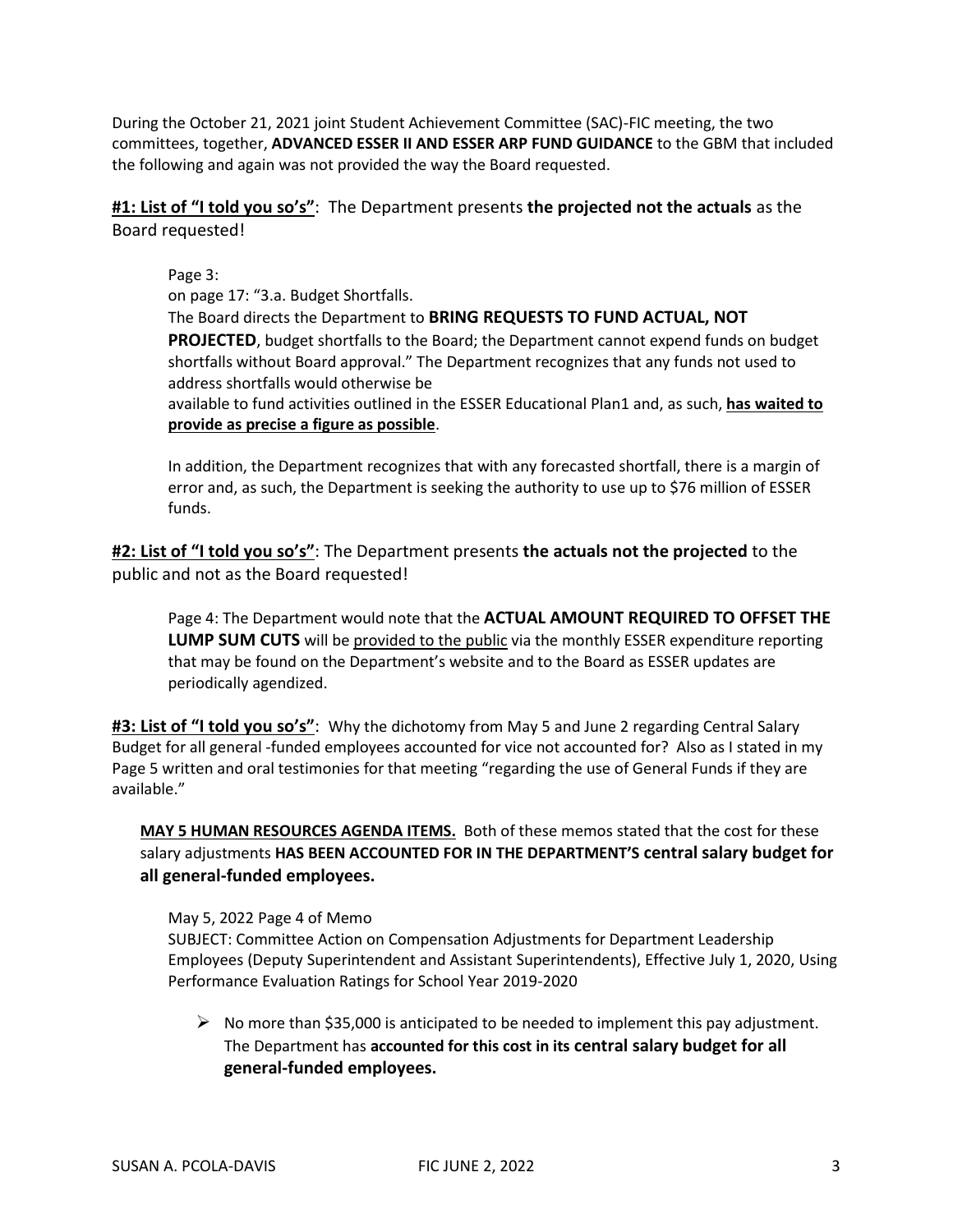During the October 21, 2021 joint Student Achievement Committee (SAC)-FIC meeting, the two committees, together, **ADVANCED ESSER II AND ESSER ARP FUND GUIDANCE** to the GBM that included the following and again was not provided the way the Board requested.

**#1: List of "I told you so's"**: The Department presents **the projected not the actuals** as the Board requested!

> Page 3:
> on page 17: "3.a. Budget Shortfalls.
> The Board directs the Department to **BRING REQUESTS TO FUND ACTUAL, NOT PROJECTED**, budget shortfalls to the Board; the Department cannot expend funds on budget shortfalls without Board approval." The Department recognizes that any funds not used to address shortfalls would otherwise be
> available to fund activities outlined in the ESSER Educational Plan1 and, as such, **has waited to provide as precise a figure as possible**.
>
> In addition, the Department recognizes that with any forecasted shortfall, there is a margin of error and, as such, the Department is seeking the authority to use up to $76 million of ESSER funds.

**#2: List of "I told you so's"**: The Department presents **the actuals not the projected** to the public and not as the Board requested!

> Page 4: The Department would note that the **ACTUAL AMOUNT REQUIRED TO OFFSET THE LUMP SUM CUTS** will be provided to the public via the monthly ESSER expenditure reporting that may be found on the Department's website and to the Board as ESSER updates are periodically agendized.

**#3: List of "I told you so's"**: Why the dichotomy from May 5 and June 2 regarding Central Salary Budget for all general -funded employees accounted for vice not accounted for? Also as I stated in my Page 5 written and oral testimonies for that meeting "regarding the use of General Funds if they are available."

**MAY 5 HUMAN RESOURCES AGENDA ITEMS.** Both of these memos stated that the cost for these salary adjustments **HAS BEEN ACCOUNTED FOR IN THE DEPARTMENT'S central salary budget for all general-funded employees.**

> May 5, 2022 Page 4 of Memo
> SUBJECT: Committee Action on Compensation Adjustments for Department Leadership Employees (Deputy Superintendent and Assistant Superintendents), Effective July 1, 2020, Using Performance Evaluation Ratings for School Year 2019-2020
>
> - No more than $35,000 is anticipated to be needed to implement this pay adjustment. The Department has **accounted for this cost in its central salary budget for all general-funded employees.**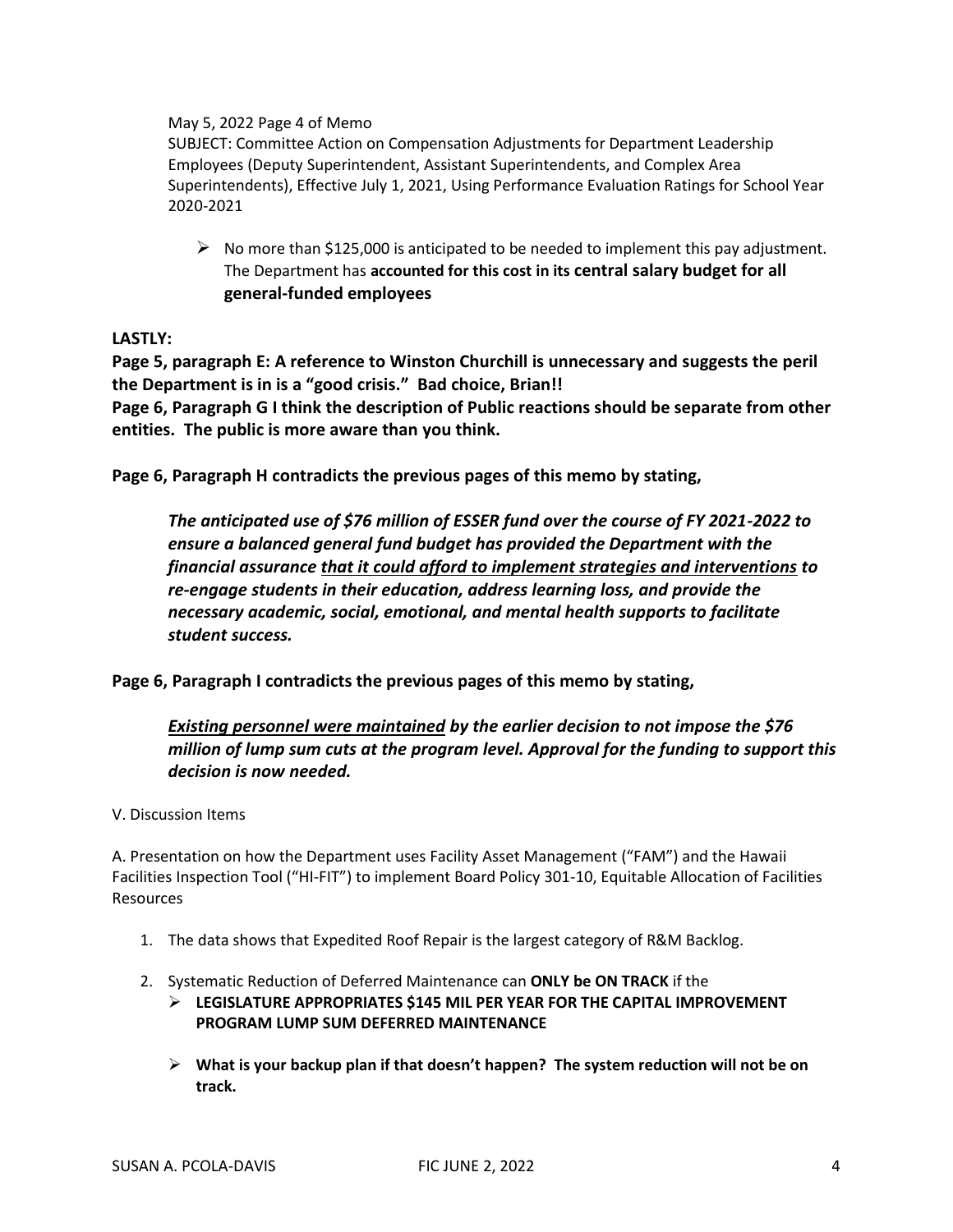May 5, 2022 Page 4 of Memo
SUBJECT: Committee Action on Compensation Adjustments for Department Leadership Employees (Deputy Superintendent, Assistant Superintendents, and Complex Area Superintendents), Effective July 1, 2021, Using Performance Evaluation Ratings for School Year 2020-2021

- No more than $125,000 is anticipated to be needed to implement this pay adjustment. The Department has **accounted for this cost in its central salary budget for all general-funded employees**

**LASTLY:**

**Page 5, paragraph E: A reference to Winston Churchill is unnecessary and suggests the peril the Department is in is a "good crisis." Bad choice, Brian!!**

**Page 6, Paragraph G I think the description of Public reactions should be separate from other entities. The public is more aware than you think.**

**Page 6, Paragraph H contradicts the previous pages of this memo by stating,**

> ***The anticipated use of $76 million of ESSER fund over the course of FY 2021-2022 to ensure a balanced general fund budget has provided the Department with the financial assurance <u>that it could afford to implement strategies and interventions</u> to re-engage students in their education, address learning loss, and provide the necessary academic, social, emotional, and mental health supports to facilitate student success.***

**Page 6, Paragraph I contradicts the previous pages of this memo by stating,**

> ***<u>Existing personnel were maintained</u> by the earlier decision to not impose the $76 million of lump sum cuts at the program level. Approval for the funding to support this decision is now needed.***

V. Discussion Items

A. Presentation on how the Department uses Facility Asset Management ("FAM") and the Hawaii Facilities Inspection Tool ("HI-FIT") to implement Board Policy 301-10, Equitable Allocation of Facilities Resources

1. The data shows that Expedited Roof Repair is the largest category of R&M Backlog.

2. Systematic Reduction of Deferred Maintenance can **ONLY be ON TRACK** if the
   - **LEGISLATURE APPROPRIATES $145 MIL PER YEAR FOR THE CAPITAL IMPROVEMENT PROGRAM LUMP SUM DEFERRED MAINTENANCE**
   - **What is your backup plan if that doesn't happen? The system reduction will not be on track.**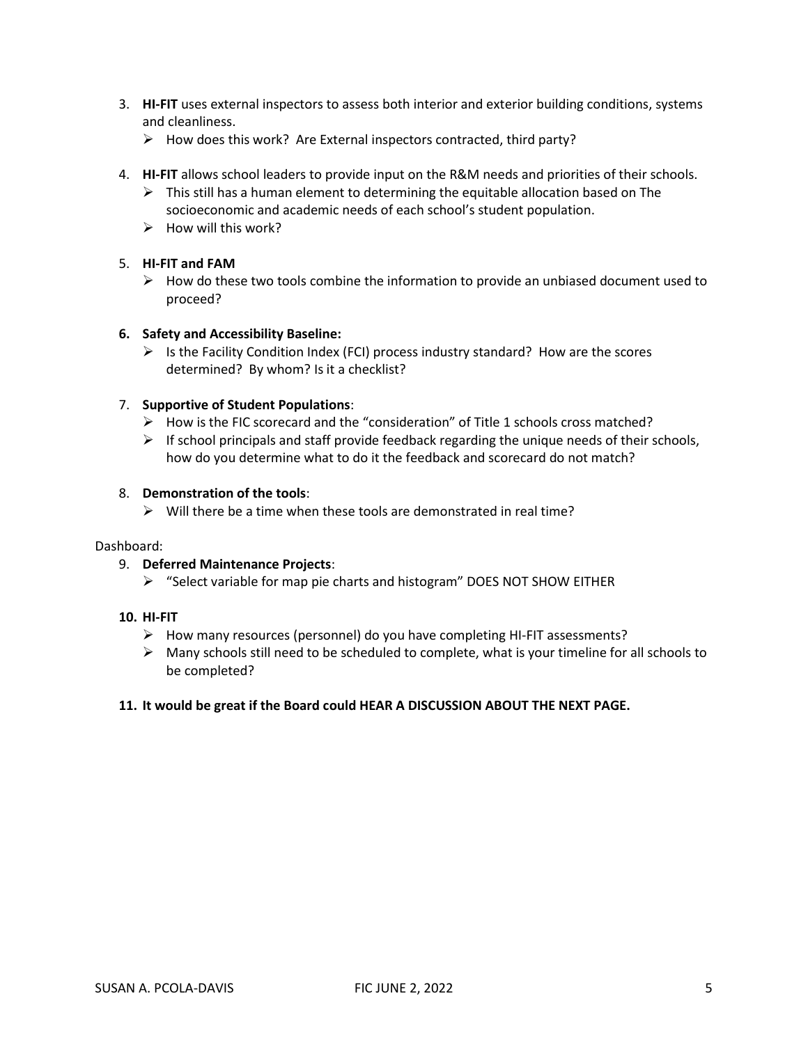3. **HI-FIT** uses external inspectors to assess both interior and exterior building conditions, systems and cleanliness.
   - ➢ How does this work? Are External inspectors contracted, third party?

4. **HI-FIT** allows school leaders to provide input on the R&M needs and priorities of their schools.
   - ➢ This still has a human element to determining the equitable allocation based on The socioeconomic and academic needs of each school's student population.
   - ➢ How will this work?

5. **HI-FIT and FAM**
   - ➢ How do these two tools combine the information to provide an unbiased document used to proceed?

6. **Safety and Accessibility Baseline:**
   - ➢ Is the Facility Condition Index (FCI) process industry standard? How are the scores determined? By whom? Is it a checklist?

7. **Supportive of Student Populations**:
   - ➢ How is the FIC scorecard and the "consideration" of Title 1 schools cross matched?
   - ➢ If school principals and staff provide feedback regarding the unique needs of their schools, how do you determine what to do it the feedback and scorecard do not match?

8. **Demonstration of the tools**:
   - ➢ Will there be a time when these tools are demonstrated in real time?

Dashboard:

9. **Deferred Maintenance Projects**:
   - ➢ "Select variable for map pie charts and histogram" DOES NOT SHOW EITHER

10. **HI-FIT**
    - ➢ How many resources (personnel) do you have completing HI-FIT assessments?
    - ➢ Many schools still need to be scheduled to complete, what is your timeline for all schools to be completed?

11. **It would be great if the Board could HEAR A DISCUSSION ABOUT THE NEXT PAGE.**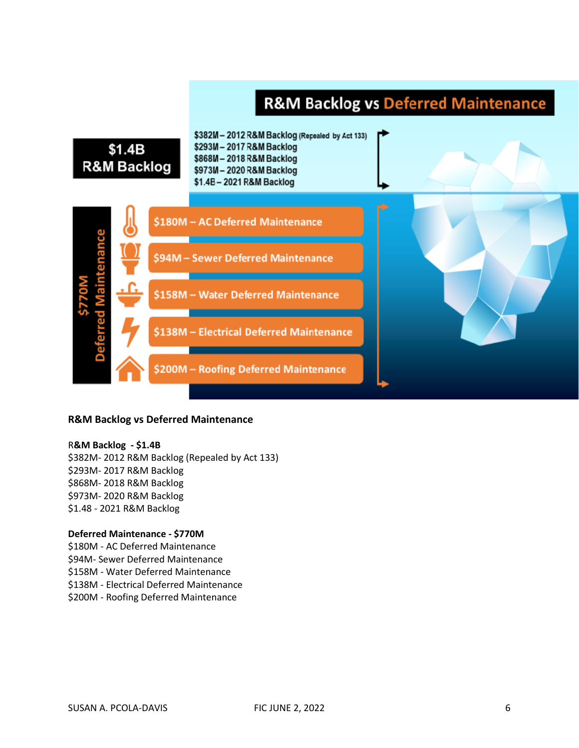## R&M Backlog vs Deferred Maintenance

**R&M Backlog - $1.4B**

$382M- 2012 R&M Backlog (Repealed by Act 133)
$293M- 2017 R&M Backlog
$868M- 2018 R&M Backlog
$973M- 2020 R&M Backlog
$1.48 - 2021 R&M Backlog

**Deferred Maintenance - $770M**

$180M - AC Deferred Maintenance
$94M- Sewer Deferred Maintenance
$158M - Water Deferred Maintenance
$138M - Electrical Deferred Maintenance
$200M - Roofing Deferred Maintenance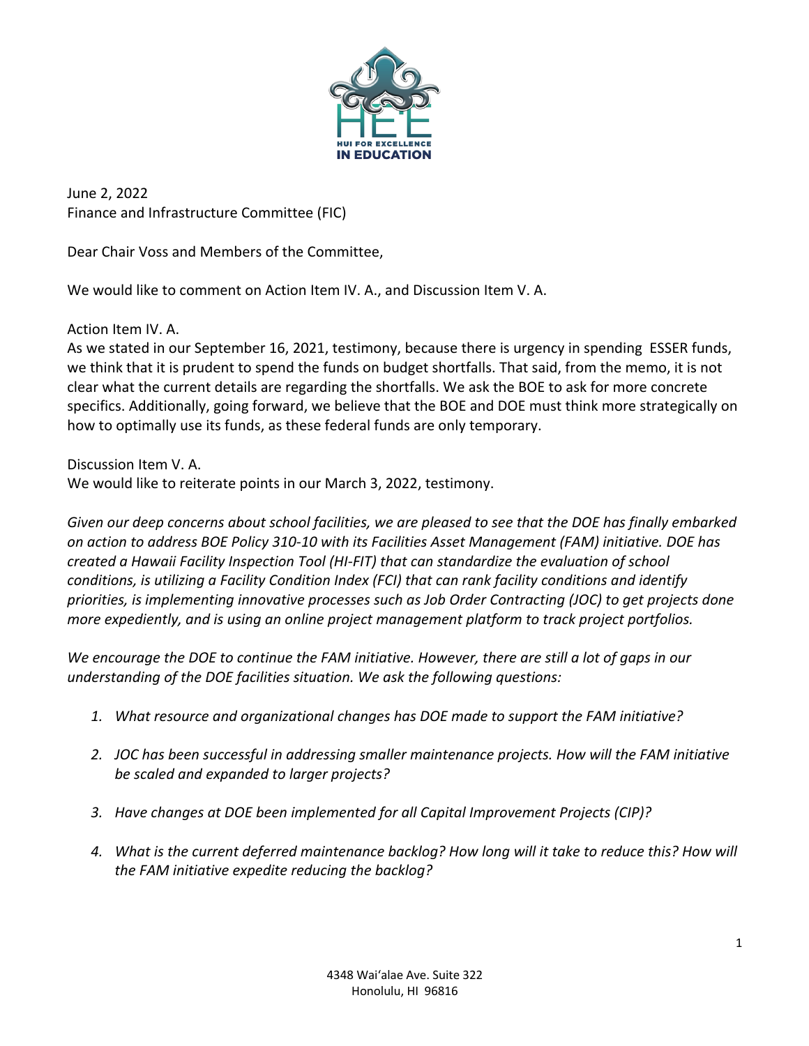June 2, 2022
Finance and Infrastructure Committee (FIC)

Dear Chair Voss and Members of the Committee,

We would like to comment on Action Item IV. A., and Discussion Item V. A.

Action Item IV. A.
As we stated in our September 16, 2021, testimony, because there is urgency in spending ESSER funds, we think that it is prudent to spend the funds on budget shortfalls. That said, from the memo, it is not clear what the current details are regarding the shortfalls. We ask the BOE to ask for more concrete specifics. Additionally, going forward, we believe that the BOE and DOE must think more strategically on how to optimally use its funds, as these federal funds are only temporary.

Discussion Item V. A.
We would like to reiterate points in our March 3, 2022, testimony.

*Given our deep concerns about school facilities, we are pleased to see that the DOE has finally embarked on action to address BOE Policy 310-10 with its Facilities Asset Management (FAM) initiative. DOE has created a Hawaii Facility Inspection Tool (HI-FIT) that can standardize the evaluation of school conditions, is utilizing a Facility Condition Index (FCI) that can rank facility conditions and identify priorities, is implementing innovative processes such as Job Order Contracting (JOC) to get projects done more expediently, and is using an online project management platform to track project portfolios.*

*We encourage the DOE to continue the FAM initiative. However, there are still a lot of gaps in our understanding of the DOE facilities situation. We ask the following questions:*

1. *What resource and organizational changes has DOE made to support the FAM initiative?*
2. *JOC has been successful in addressing smaller maintenance projects. How will the FAM initiative be scaled and expanded to larger projects?*
3. *Have changes at DOE been implemented for all Capital Improvement Projects (CIP)?*
4. *What is the current deferred maintenance backlog? How long will it take to reduce this? How will the FAM initiative expedite reducing the backlog?*

4348 Wai'alae Ave. Suite 322
Honolulu, HI 96816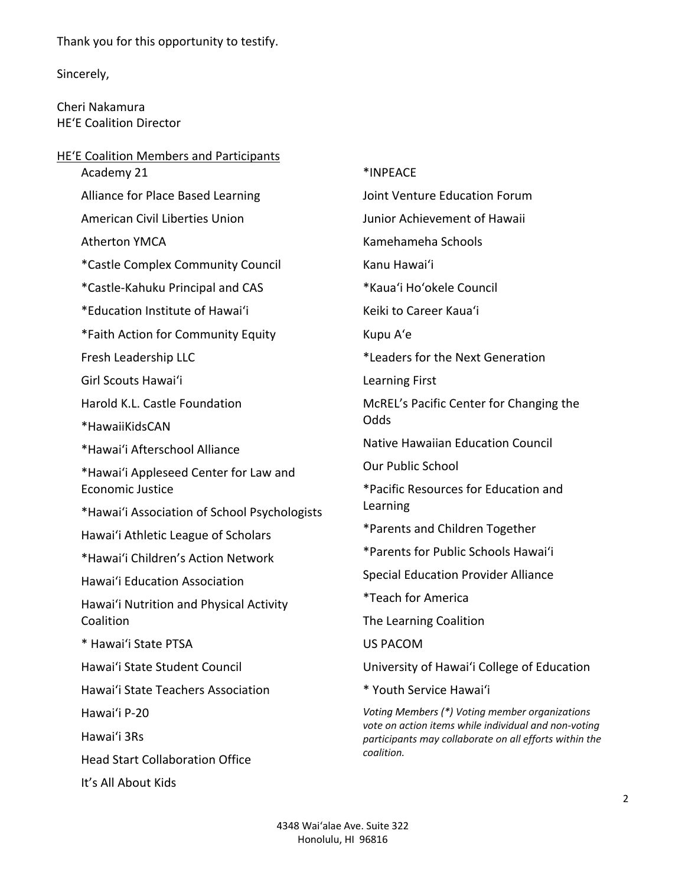Thank you for this opportunity to testify.

Sincerely,

Cheri Nakamura
HE‘E Coalition Director

HE‘E Coalition Members and Participants

- Academy 21
- Alliance for Place Based Learning
- American Civil Liberties Union
- Atherton YMCA
- *Castle Complex Community Council
- *Castle-Kahuku Principal and CAS
- *Education Institute of Hawai‘i
- *Faith Action for Community Equity
- Fresh Leadership LLC
- Girl Scouts Hawai‘i
- Harold K.L. Castle Foundation
- *HawaiiKidsCAN
- *Hawai‘i Afterschool Alliance
- *Hawai‘i Appleseed Center for Law and Economic Justice
- *Hawai‘i Association of School Psychologists
- Hawai‘i Athletic League of Scholars
- *Hawai‘i Children’s Action Network
- Hawai‘i Education Association
- Hawai‘i Nutrition and Physical Activity Coalition
- * Hawai‘i State PTSA
- Hawai‘i State Student Council
- Hawai‘i State Teachers Association
- Hawai‘i P-20
- Hawai‘i 3Rs
- Head Start Collaboration Office
- It’s All About Kids
- *INPEACE
- Joint Venture Education Forum
- Junior Achievement of Hawaii
- Kamehameha Schools
- Kanu Hawai‘i
- *Kaua‘i Ho‘okele Council
- Keiki to Career Kaua‘i
- Kupu A‘e
- *Leaders for the Next Generation
- Learning First
- McREL’s Pacific Center for Changing the Odds
- Native Hawaiian Education Council
- Our Public School
- *Pacific Resources for Education and Learning
- *Parents and Children Together
- *Parents for Public Schools Hawai‘i
- Special Education Provider Alliance
- *Teach for America
- The Learning Coalition
- US PACOM
- University of Hawai‘i College of Education
- * Youth Service Hawai‘i

*Voting Members (*) Voting member organizations vote on action items while individual and non-voting participants may collaborate on all efforts within the coalition.*

4348 Wai‘alae Ave. Suite 322
Honolulu, HI 96816